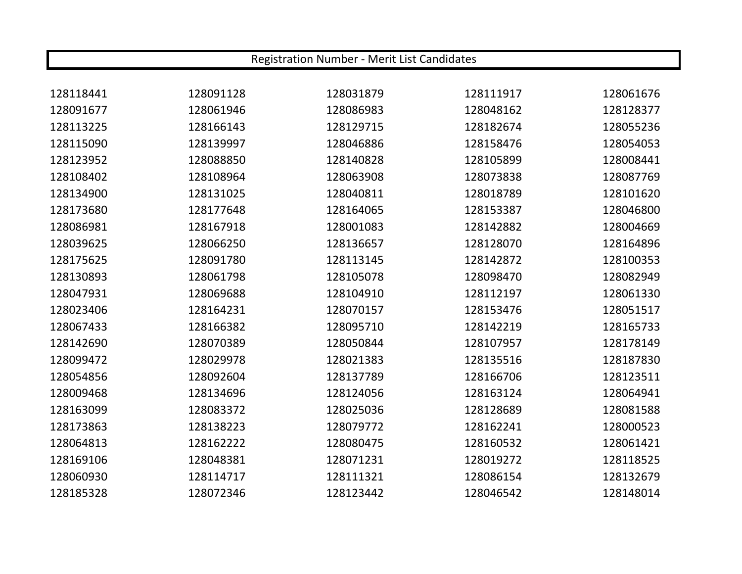| Registration Number - Merit List Candidates | | | | |
|---|---|---|---|---|
| 128118441 | 128091128 | 128031879 | 128111917 | 128061676 |
| 128091677 | 128061946 | 128086983 | 128048162 | 128128377 |
| 128113225 | 128166143 | 128129715 | 128182674 | 128055236 |
| 128115090 | 128139997 | 128046886 | 128158476 | 128054053 |
| 128123952 | 128088850 | 128140828 | 128105899 | 128008441 |
| 128108402 | 128108964 | 128063908 | 128073838 | 128087769 |
| 128134900 | 128131025 | 128040811 | 128018789 | 128101620 |
| 128173680 | 128177648 | 128164065 | 128153387 | 128046800 |
| 128086981 | 128167918 | 128001083 | 128142882 | 128004669 |
| 128039625 | 128066250 | 128136657 | 128128070 | 128164896 |
| 128175625 | 128091780 | 128113145 | 128142872 | 128100353 |
| 128130893 | 128061798 | 128105078 | 128098470 | 128082949 |
| 128047931 | 128069688 | 128104910 | 128112197 | 128061330 |
| 128023406 | 128164231 | 128070157 | 128153476 | 128051517 |
| 128067433 | 128166382 | 128095710 | 128142219 | 128165733 |
| 128142690 | 128070389 | 128050844 | 128107957 | 128178149 |
| 128099472 | 128029978 | 128021383 | 128135516 | 128187830 |
| 128054856 | 128092604 | 128137789 | 128166706 | 128123511 |
| 128009468 | 128134696 | 128124056 | 128163124 | 128064941 |
| 128163099 | 128083372 | 128025036 | 128128689 | 128081588 |
| 128173863 | 128138223 | 128079772 | 128162241 | 128000523 |
| 128064813 | 128162222 | 128080475 | 128160532 | 128061421 |
| 128169106 | 128048381 | 128071231 | 128019272 | 128118525 |
| 128060930 | 128114717 | 128111321 | 128086154 | 128132679 |
| 128185328 | 128072346 | 128123442 | 128046542 | 128148014 |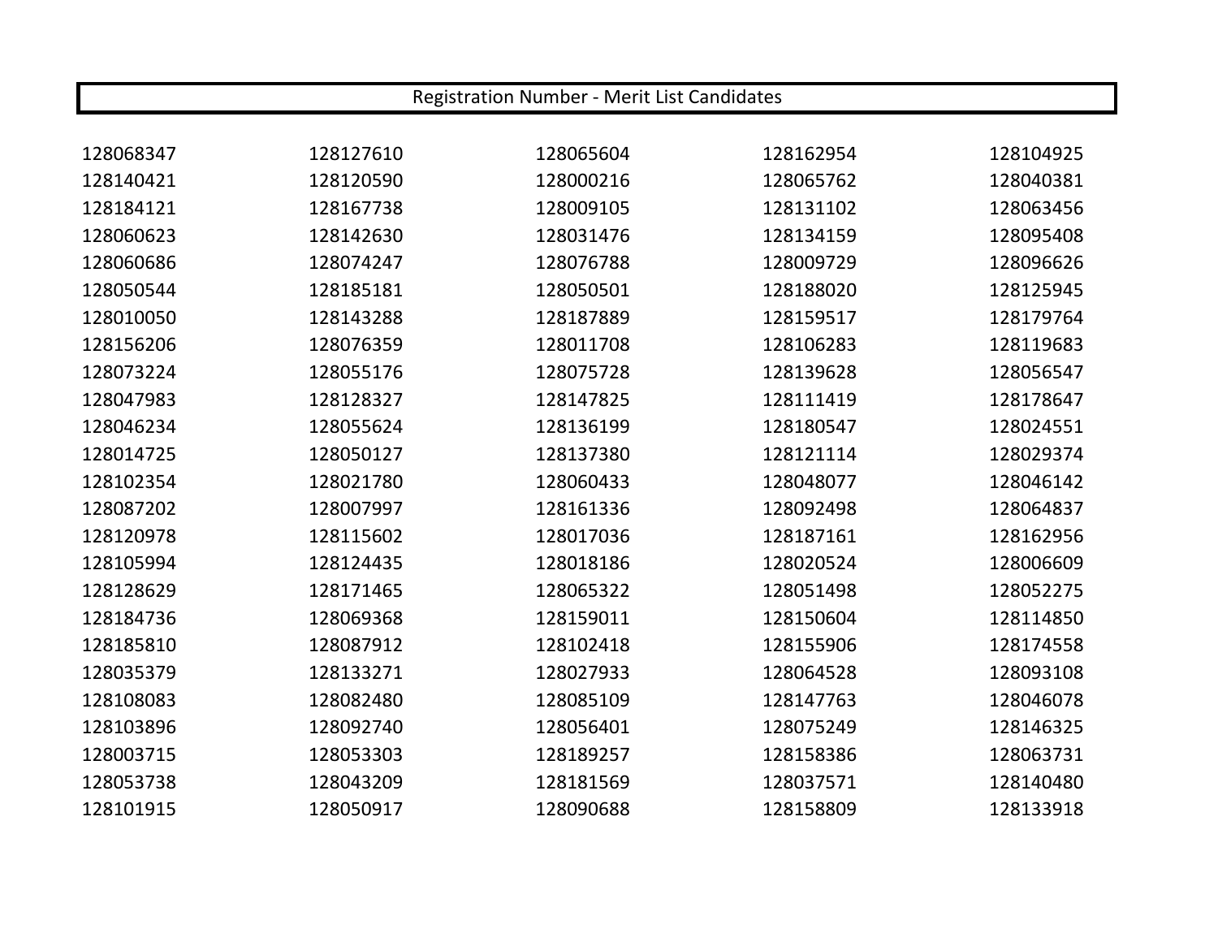| Registration Number - Merit List Candidates | | | | |
|---|---|---|---|---|
| 128068347 | 128127610 | 128065604 | 128162954 | 128104925 |
| 128140421 | 128120590 | 128000216 | 128065762 | 128040381 |
| 128184121 | 128167738 | 128009105 | 128131102 | 128063456 |
| 128060623 | 128142630 | 128031476 | 128134159 | 128095408 |
| 128060686 | 128074247 | 128076788 | 128009729 | 128096626 |
| 128050544 | 128185181 | 128050501 | 128188020 | 128125945 |
| 128010050 | 128143288 | 128187889 | 128159517 | 128179764 |
| 128156206 | 128076359 | 128011708 | 128106283 | 128119683 |
| 128073224 | 128055176 | 128075728 | 128139628 | 128056547 |
| 128047983 | 128128327 | 128147825 | 128111419 | 128178647 |
| 128046234 | 128055624 | 128136199 | 128180547 | 128024551 |
| 128014725 | 128050127 | 128137380 | 128121114 | 128029374 |
| 128102354 | 128021780 | 128060433 | 128048077 | 128046142 |
| 128087202 | 128007997 | 128161336 | 128092498 | 128064837 |
| 128120978 | 128115602 | 128017036 | 128187161 | 128162956 |
| 128105994 | 128124435 | 128018186 | 128020524 | 128006609 |
| 128128629 | 128171465 | 128065322 | 128051498 | 128052275 |
| 128184736 | 128069368 | 128159011 | 128150604 | 128114850 |
| 128185810 | 128087912 | 128102418 | 128155906 | 128174558 |
| 128035379 | 128133271 | 128027933 | 128064528 | 128093108 |
| 128108083 | 128082480 | 128085109 | 128147763 | 128046078 |
| 128103896 | 128092740 | 128056401 | 128075249 | 128146325 |
| 128003715 | 128053303 | 128189257 | 128158386 | 128063731 |
| 128053738 | 128043209 | 128181569 | 128037571 | 128140480 |
| 128101915 | 128050917 | 128090688 | 128158809 | 128133918 |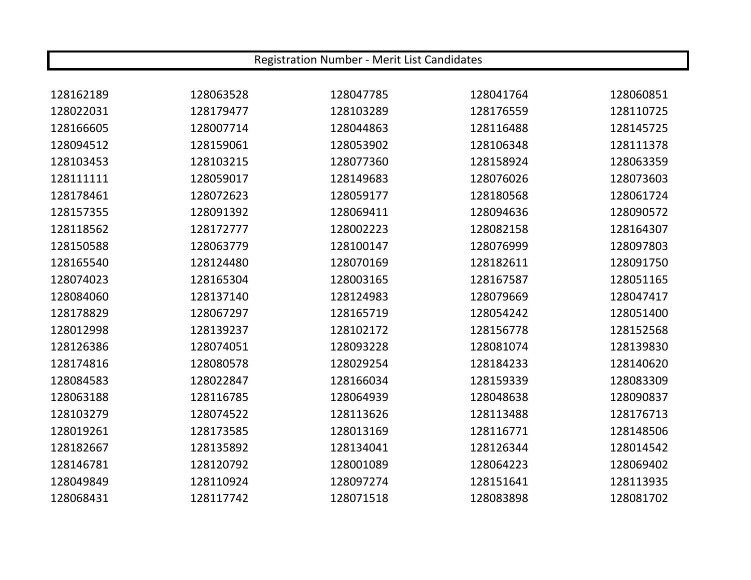| Registration Number - Merit List Candidates | | | | |
|---|---|---|---|---|
| 128162189 | 128063528 | 128047785 | 128041764 | 128060851 |
| 128022031 | 128179477 | 128103289 | 128176559 | 128110725 |
| 128166605 | 128007714 | 128044863 | 128116488 | 128145725 |
| 128094512 | 128159061 | 128053902 | 128106348 | 128111378 |
| 128103453 | 128103215 | 128077360 | 128158924 | 128063359 |
| 128111111 | 128059017 | 128149683 | 128076026 | 128073603 |
| 128178461 | 128072623 | 128059177 | 128180568 | 128061724 |
| 128157355 | 128091392 | 128069411 | 128094636 | 128090572 |
| 128118562 | 128172777 | 128002223 | 128082158 | 128164307 |
| 128150588 | 128063779 | 128100147 | 128076999 | 128097803 |
| 128165540 | 128124480 | 128070169 | 128182611 | 128091750 |
| 128074023 | 128165304 | 128003165 | 128167587 | 128051165 |
| 128084060 | 128137140 | 128124983 | 128079669 | 128047417 |
| 128178829 | 128067297 | 128165719 | 128054242 | 128051400 |
| 128012998 | 128139237 | 128102172 | 128156778 | 128152568 |
| 128126386 | 128074051 | 128093228 | 128081074 | 128139830 |
| 128174816 | 128080578 | 128029254 | 128184233 | 128140620 |
| 128084583 | 128022847 | 128166034 | 128159339 | 128083309 |
| 128063188 | 128116785 | 128064939 | 128048638 | 128090837 |
| 128103279 | 128074522 | 128113626 | 128113488 | 128176713 |
| 128019261 | 128173585 | 128013169 | 128116771 | 128148506 |
| 128182667 | 128135892 | 128134041 | 128126344 | 128014542 |
| 128146781 | 128120792 | 128001089 | 128064223 | 128069402 |
| 128049849 | 128110924 | 128097274 | 128151641 | 128113935 |
| 128068431 | 128117742 | 128071518 | 128083898 | 128081702 |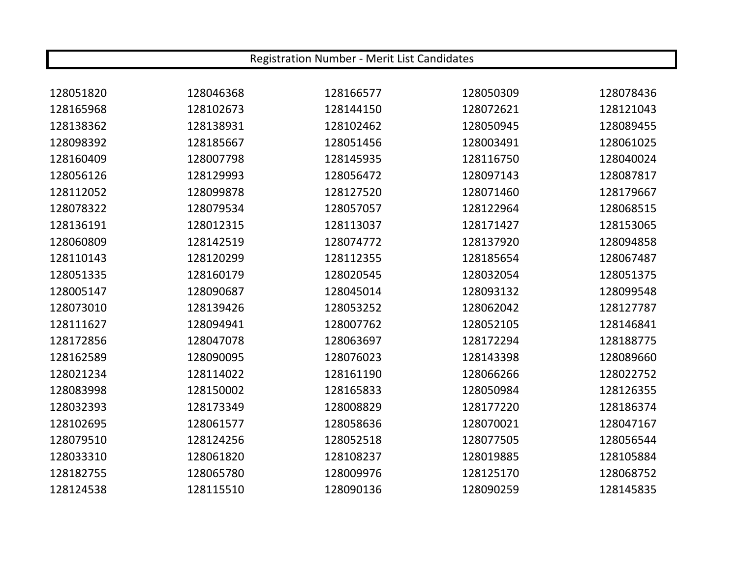| Registration Number - Merit List Candidates | | | | |
|---|---|---|---|---|
| 128051820 | 128046368 | 128166577 | 128050309 | 128078436 |
| 128165968 | 128102673 | 128144150 | 128072621 | 128121043 |
| 128138362 | 128138931 | 128102462 | 128050945 | 128089455 |
| 128098392 | 128185667 | 128051456 | 128003491 | 128061025 |
| 128160409 | 128007798 | 128145935 | 128116750 | 128040024 |
| 128056126 | 128129993 | 128056472 | 128097143 | 128087817 |
| 128112052 | 128099878 | 128127520 | 128071460 | 128179667 |
| 128078322 | 128079534 | 128057057 | 128122964 | 128068515 |
| 128136191 | 128012315 | 128113037 | 128171427 | 128153065 |
| 128060809 | 128142519 | 128074772 | 128137920 | 128094858 |
| 128110143 | 128120299 | 128112355 | 128185654 | 128067487 |
| 128051335 | 128160179 | 128020545 | 128032054 | 128051375 |
| 128005147 | 128090687 | 128045014 | 128093132 | 128099548 |
| 128073010 | 128139426 | 128053252 | 128062042 | 128127787 |
| 128111627 | 128094941 | 128007762 | 128052105 | 128146841 |
| 128172856 | 128047078 | 128063697 | 128172294 | 128188775 |
| 128162589 | 128090095 | 128076023 | 128143398 | 128089660 |
| 128021234 | 128114022 | 128161190 | 128066266 | 128022752 |
| 128083998 | 128150002 | 128165833 | 128050984 | 128126355 |
| 128032393 | 128173349 | 128008829 | 128177220 | 128186374 |
| 128102695 | 128061577 | 128058636 | 128070021 | 128047167 |
| 128079510 | 128124256 | 128052518 | 128077505 | 128056544 |
| 128033310 | 128061820 | 128108237 | 128019885 | 128105884 |
| 128182755 | 128065780 | 128009976 | 128125170 | 128068752 |
| 128124538 | 128115510 | 128090136 | 128090259 | 128145835 |